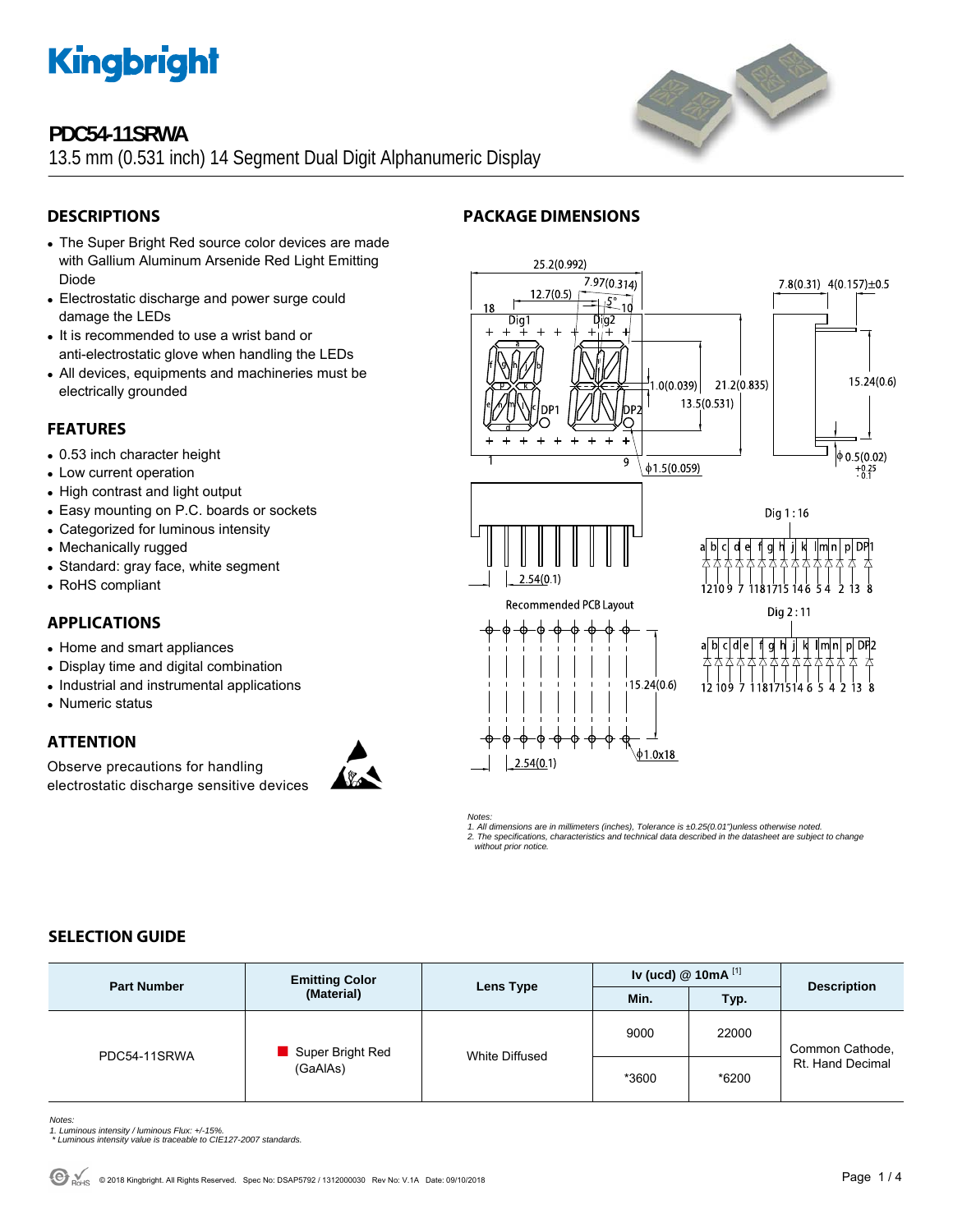# PDC54-11SRWA

13.5 mm (0.531 inch) 14 Segment Dual Digit Alphanumeric Display

## DESCRIPTIONS

- The Super Bright Red source color devices are made with Gallium Aluminum Arsenide Red Light Emitting Diode
- Electrostatic discharge and power surge could damage the LEDs
- It is recommended to use a wrist band or anti-electrostatic glove when handling the LEDs
- All devices, equipments and machineries must be electrically grounded

## FEATURES

- 0.53 inch character height
- Low current operation
- High contrast and light output
- Easy mounting on P.C. boards or sockets
- Categorized for luminous intensity
- Mechanically rugged
- Standard: gray face, white segment
- RoHS compliant

## APPLICATIONS

- Home and smart appliances
- Display time and digital combination
- Industrial and instrumental applications
- Numeric status

## ATTENTION

Observe precautions for handling electrostatic discharge sensitive devices

## PACKAGE DIMENSIONS

*Notes:*
*1. All dimensions are in millimeters (inches), Tolerance is ±0.25(0.01")unless otherwise noted.*
*2. The specifications, characteristics and technical data described in the datasheet are subject to change without prior notice.*

## SELECTION GUIDE

| Part Number | Emitting Color (Material) | Lens Type | Iv (ucd) @ 10mA [1] | | Description |
|---|---|---|---|---|---|
| | | | Min. | Typ. | |
| PDC54-11SRWA | Super Bright Red (GaAlAs) | White Diffused | 9000 | 22000 | Common Cathode, Rt. Hand Decimal |
| | | | *3600 | *6200 | |

*Notes:*
*1. Luminous intensity / luminous Flux: +/-15%.*
*\* Luminous intensity value is traceable to CIE127-2007 standards.*

© 2018 Kingbright. All Rights Reserved. Spec No: DSAP5792 / 1312000030 Rev No: V.1A Date: 09/10/2018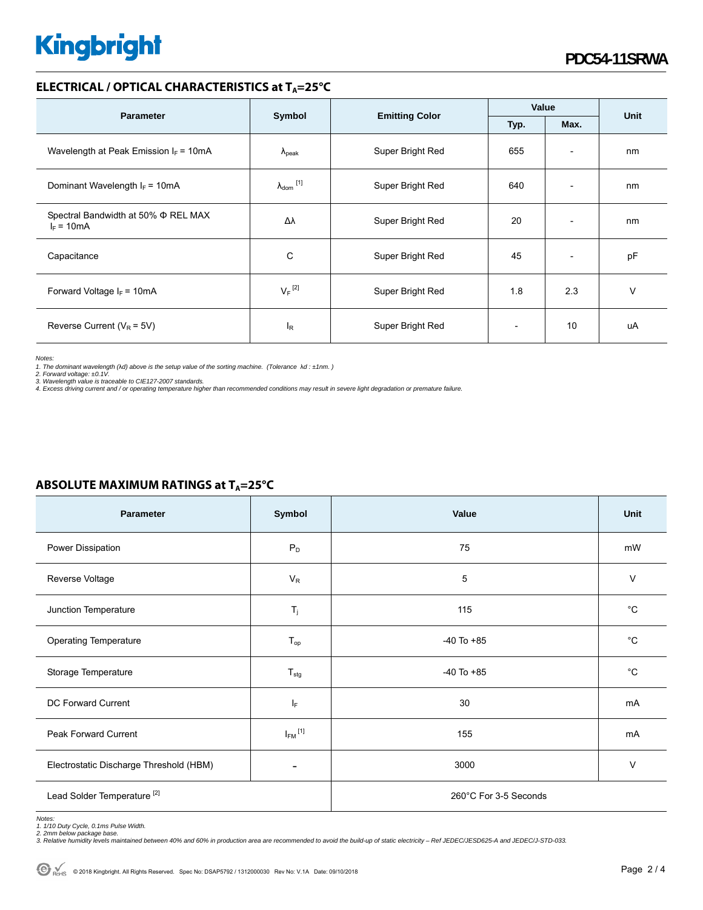## ELECTRICAL / OPTICAL CHARACTERISTICS at $T_A$=25°C

| Parameter | Symbol | Emitting Color | Value | | Unit |
|---|---|---|---|---|---|
| | | | Typ. | Max. | |
| Wavelength at Peak Emission $I_F$ = 10mA | $\lambda_{peak}$ | Super Bright Red | 655 | - | nm |
| Dominant Wavelength $I_F$ = 10mA | $\lambda_{dom}$ [1] | Super Bright Red | 640 | - | nm |
| Spectral Bandwidth at 50% Φ REL MAX $I_F$ = 10mA | Δλ | Super Bright Red | 20 | - | nm |
| Capacitance | C | Super Bright Red | 45 | - | pF |
| Forward Voltage $I_F$ = 10mA | $V_F$ [2] | Super Bright Red | 1.8 | 2.3 | V |
| Reverse Current ($V_R$ = 5V) | $I_R$ | Super Bright Red | - | 10 | uA |

*Notes:*
*1. The dominant wavelength (λd) above is the setup value of the sorting machine. (Tolerance λd : ±1nm. )*
*2. Forward voltage: ±0.1V.*
*3. Wavelength value is traceable to CIE127-2007 standards.*
*4. Excess driving current and / or operating temperature higher than recommended conditions may result in severe light degradation or premature failure.*

## ABSOLUTE MAXIMUM RATINGS at $T_A$=25°C

| Parameter | Symbol | Value | Unit |
|---|---|---|---|
| Power Dissipation | $P_D$ | 75 | mW |
| Reverse Voltage | $V_R$ | 5 | V |
| Junction Temperature | $T_j$ | 115 | °C |
| Operating Temperature | $T_{op}$ | -40 To +85 | °C |
| Storage Temperature | $T_{stg}$ | -40 To +85 | °C |
| DC Forward Current | $I_F$ | 30 | mA |
| Peak Forward Current | $I_{FM}$ [1] | 155 | mA |
| Electrostatic Discharge Threshold (HBM) | - | 3000 | V |
| Lead Solder Temperature [2] | | 260°C For 3-5 Seconds | |

*Notes:*
*1. 1/10 Duty Cycle, 0.1ms Pulse Width.*
*2. 2mm below package base.*
*3. Relative humidity levels maintained between 40% and 60% in production area are recommended to avoid the build-up of static electricity – Ref JEDEC/JESD625-A and JEDEC/J-STD-033.*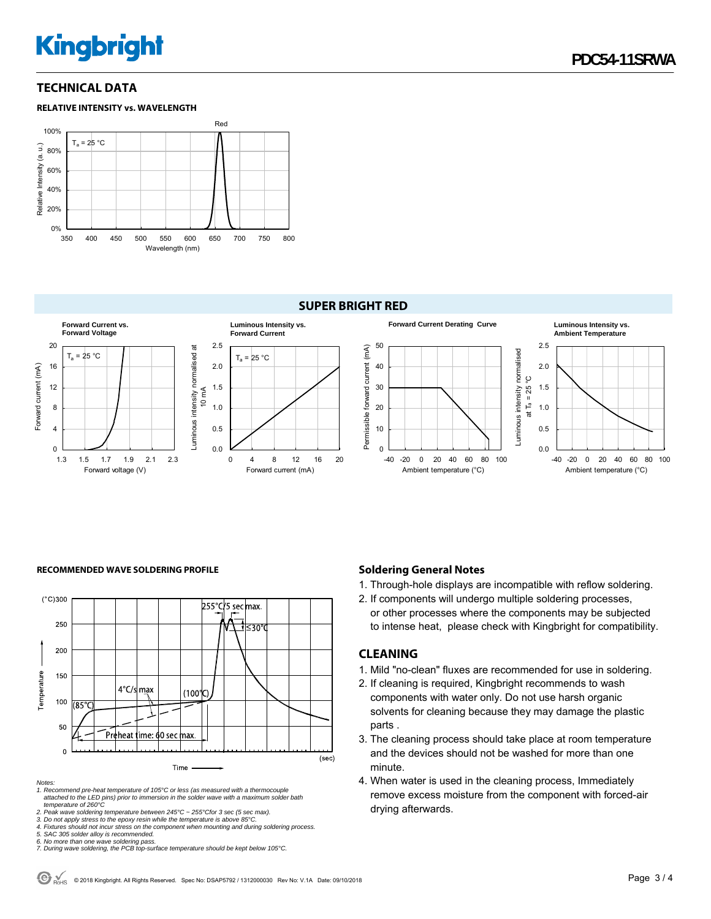## TECHNICAL DATA

### RELATIVE INTENSITY vs. WAVELENGTH

Red

$T_a$ = 25 °C

Relative Intensity (a. u.)

100%, 80%, 60%, 40%, 20%, 0%

350 400 450 500 550 600 650 700 750 800

Wavelength (nm)

## SUPER BRIGHT RED

**Forward Current vs. Forward Voltage**

$T_a$ = 25 °C

Forward current (mA): 0, 4, 8, 12, 16, 20

Forward voltage (V): 1.3, 1.5, 1.7, 1.9, 2.1, 2.3

**Luminous Intensity vs. Forward Current**

$T_a$ = 25 °C

Luminous intensity normalised at 10 mA: 0.0, 0.5, 1.0, 1.5, 2.0, 2.5

Forward current (mA): 0, 4, 8, 12, 16, 20

**Forward Current Derating Curve**

Permissible forward current (mA): 0, 10, 20, 30, 40, 50

Ambient temperature (°C): -40, -20, 0, 20, 40, 60, 80, 100

**Luminous Intensity vs. Ambient Temperature**

Luminous intensity normalised at $T_a$ = 25 °C: 0.0, 0.5, 1.0, 1.5, 2.0, 2.5

Ambient temperature (°C): -40, -20, 0, 20, 40, 60, 80, 100

### RECOMMENDED WAVE SOLDERING PROFILE

(°C) Temperature: 0, 50, 100, 150, 200, 250, 300

Time (sec)

255°C/5 sec max.

≤30°C

4°C/s max

(100°C)

(85°C)

Preheat time: 60 sec max.

*Notes:*

1. *Recommend pre-heat temperature of 105°C or less (as measured with a thermocouple attached to the LED pins) prior to immersion in the solder wave with a maximum solder bath temperature of 260°C*
2. *Peak wave soldering temperature between 245°C ~ 255°Cfor 3 sec (5 sec max).*
3. *Do not apply stress to the epoxy resin while the temperature is above 85°C.*
4. *Fixtures should not incur stress on the component when mounting and during soldering process.*
5. *SAC 305 solder alloy is recommended.*
6. *No more than one wave soldering pass.*
7. *During wave soldering, the PCB top-surface temperature should be kept below 105°C.*

### Soldering General Notes

1. Through-hole displays are incompatible with reflow soldering.
2. If components will undergo multiple soldering processes, or other processes where the components may be subjected to intense heat, please check with Kingbright for compatibility.

## CLEANING

1. Mild "no-clean" fluxes are recommended for use in soldering.
2. If cleaning is required, Kingbright recommends to wash components with water only. Do not use harsh organic solvents for cleaning because they may damage the plastic parts .
3. The cleaning process should take place at room temperature and the devices should not be washed for more than one minute.
4. When water is used in the cleaning process, Immediately remove excess moisture from the component with forced-air drying afterwards.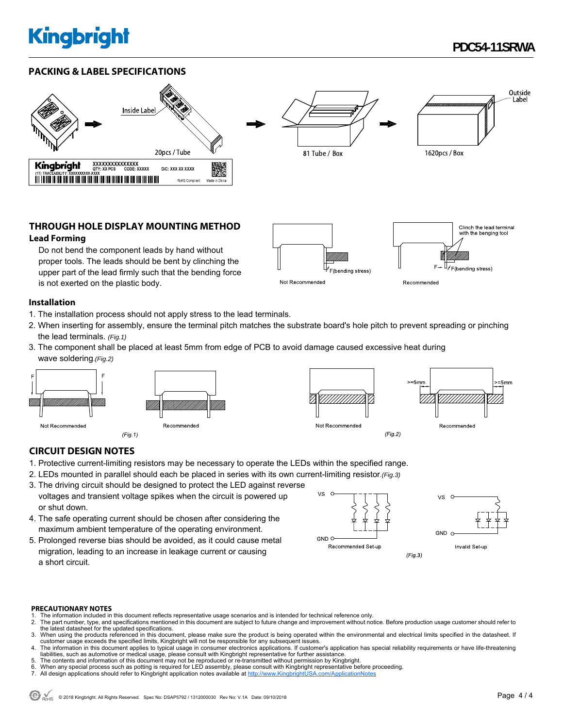## PACKING & LABEL SPECIFICATIONS

Inside Label

20pcs / Tube

81 Tube / Box

1620pcs / Box

Outside Label

Kingbright XXXXXXXXXXXXXXX QTY: XX PCS CODE: XXXXX D/C: XXX XX XXXX
(1T) TRACEABILITY: XXXXXXXXXX-XXXX
RoHS Compliant Made in China

## THROUGH HOLE DISPLAY MOUNTING METHOD

### Lead Forming

Do not bend the component leads by hand without proper tools. The leads should be bent by clinching the upper part of the lead firmly such that the bending force is not exerted on the plastic body.

F(bending stress)
Not Recommended

Clinch the lead terminal with the benging tool
F
F(bending stress)
Recommended

### Installation

1. The installation process should not apply stress to the lead terminals.
2. When inserting for assembly, ensure the terminal pitch matches the substrate board's hole pitch to prevent spreading or pinching the lead terminals. *(Fig.1)*
3. The component shall be placed at least 5mm from edge of PCB to avoid damage caused excessive heat during wave soldering.*(Fig.2)*

F F
Not Recommended
Recommended
*(Fig.1)*

Not Recommended
>=5mm >=5mm
Recommended
*(Fig.2)*

## CIRCUIT DESIGN NOTES

1. Protective current-limiting resistors may be necessary to operate the LEDs within the specified range.
2. LEDs mounted in parallel should each be placed in series with its own current-limiting resistor.*(Fig.3)*
3. The driving circuit should be designed to protect the LED against reverse voltages and transient voltage spikes when the circuit is powered up or shut down.
4. The safe operating current should be chosen after considering the maximum ambient temperature of the operating environment.
5. Prolonged reverse bias should be avoided, as it could cause metal migration, leading to an increase in leakage current or causing a short circuit.

VS
GND
Recommended Set-up

VS
GND
Invalid Set-up

*(Fig.3)*

**PRECAUTIONARY NOTES**

1. The information included in this document reflects representative usage scenarios and is intended for technical reference only.
2. The part number, type, and specifications mentioned in this document are subject to future change and improvement without notice. Before production usage customer should refer to the latest datasheet for the updated specifications.
3. When using the products referenced in this document, please make sure the product is being operated within the environmental and electrical limits specified in the datasheet. If customer usage exceeds the specified limits, Kingbright will not be responsible for any subsequent issues.
4. The information in this document applies to typical usage in consumer electronics applications. If customer's application has special reliability requirements or have life-threatening liabilities, such as automotive or medical usage, please consult with Kingbright representative for further assistance.
5. The contents and information of this document may not be reproduced or re-transmitted without permission by Kingbright.
6. When any special process such as potting is required for LED assembly, please consult with Kingbright representative before proceeding.
7. All design applications should refer to Kingbright application notes available at http://www.KingbrightUSA.com/ApplicationNotes

© 2018 Kingbright. All Rights Reserved. Spec No: DSAP5792 / 1312000030 Rev No: V.1A Date: 09/10/2018